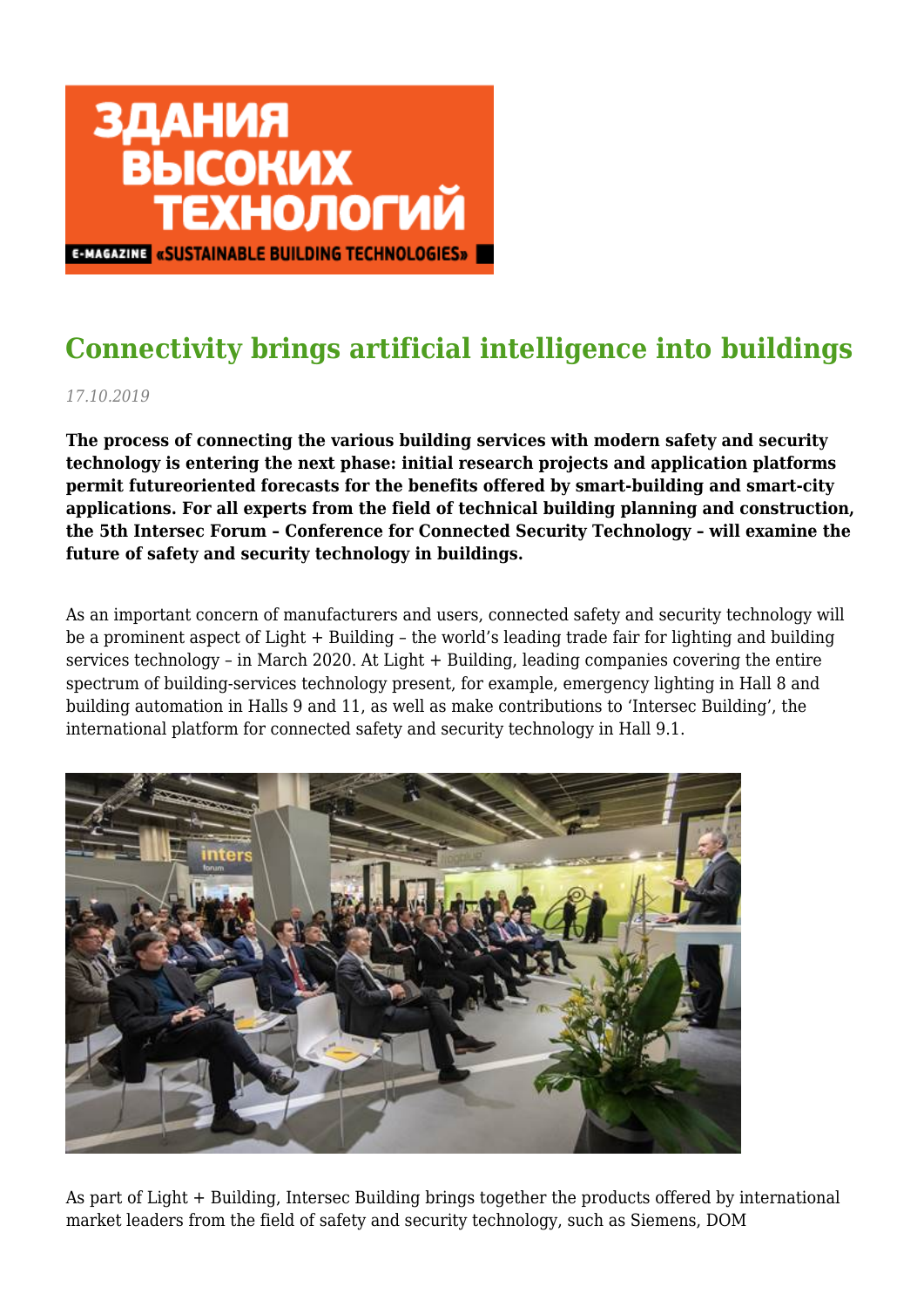# Connectivity brings artificial intelligence into buildings

*17.10.2019*

**The process of connecting the various building services with modern safety and security technology is entering the next phase: initial research projects and application platforms permit futureoriented forecasts for the benefits offered by smart-building and smart-city applications. For all experts from the field of technical building planning and construction, the 5th Intersec Forum – Conference for Connected Security Technology – will examine the future of safety and security technology in buildings.**

As an important concern of manufacturers and users, connected safety and security technology will be a prominent aspect of Light + Building – the world's leading trade fair for lighting and building services technology – in March 2020. At Light + Building, leading companies covering the entire spectrum of building-services technology present, for example, emergency lighting in Hall 8 and building automation in Halls 9 and 11, as well as make contributions to 'Intersec Building', the international platform for connected safety and security technology in Hall 9.1.

As part of Light + Building, Intersec Building brings together the products offered by international market leaders from the field of safety and security technology, such as Siemens, DOM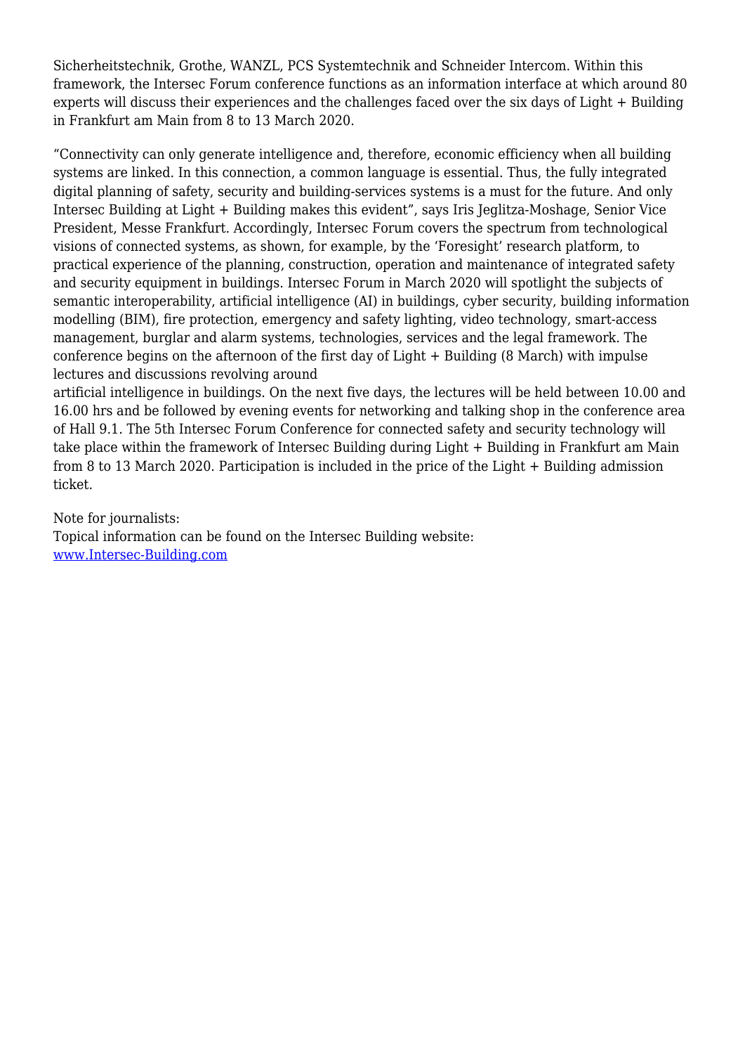Sicherheitstechnik, Grothe, WANZL, PCS Systemtechnik and Schneider Intercom. Within this framework, the Intersec Forum conference functions as an information interface at which around 80 experts will discuss their experiences and the challenges faced over the six days of Light + Building in Frankfurt am Main from 8 to 13 March 2020.

"Connectivity can only generate intelligence and, therefore, economic efficiency when all building systems are linked. In this connection, a common language is essential. Thus, the fully integrated digital planning of safety, security and building-services systems is a must for the future. And only Intersec Building at Light + Building makes this evident", says Iris Jeglitza-Moshage, Senior Vice President, Messe Frankfurt. Accordingly, Intersec Forum covers the spectrum from technological visions of connected systems, as shown, for example, by the 'Foresight' research platform, to practical experience of the planning, construction, operation and maintenance of integrated safety and security equipment in buildings. Intersec Forum in March 2020 will spotlight the subjects of semantic interoperability, artificial intelligence (AI) in buildings, cyber security, building information modelling (BIM), fire protection, emergency and safety lighting, video technology, smart-access management, burglar and alarm systems, technologies, services and the legal framework. The conference begins on the afternoon of the first day of Light + Building (8 March) with impulse lectures and discussions revolving around artificial intelligence in buildings. On the next five days, the lectures will be held between 10.00 and 16.00 hrs and be followed by evening events for networking and talking shop in the conference area of Hall 9.1. The 5th Intersec Forum Conference for connected safety and security technology will take place within the framework of Intersec Building during Light + Building in Frankfurt am Main from 8 to 13 March 2020. Participation is included in the price of the Light + Building admission ticket.

Note for journalists:
Topical information can be found on the Intersec Building website:
[www.Intersec-Building.com](http://www.Intersec-Building.com)